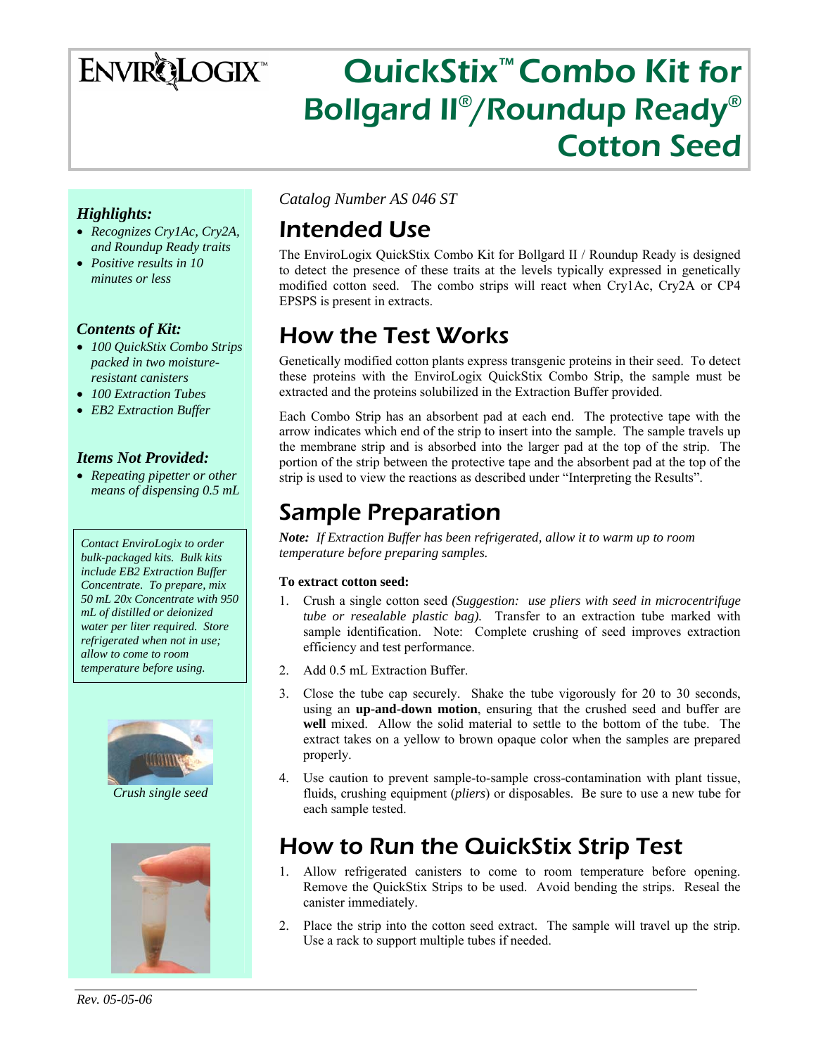ENVIROLOGIX™

# QuickStix™ Combo Kit for Bollgard II®/Roundup Ready® Cotton Seed

### *Highlights:*

- *Recognizes Cry1Ac, Cry2A, and Roundup Ready traits*
- *Positive results in 10 minutes or less*

### *Contents of Kit:*

- *100 QuickStix Combo Strips packed in two moisture-resistant canisters*
- *100 Extraction Tubes*
- *EB2 Extraction Buffer*

### *Items Not Provided:*

- *Repeating pipetter or other means of dispensing 0.5 mL*

*Contact EnviroLogix to order bulk-packaged kits. Bulk kits include EB2 Extraction Buffer Concentrate. To prepare, mix 50 mL 20x Concentrate with 950 mL of distilled or deionized water per liter required. Store refrigerated when not in use; allow to come to room temperature before using.*

*Crush single seed*

*Catalog Number AS 046 ST*

## Intended Use

The EnviroLogix QuickStix Combo Kit for Bollgard II / Roundup Ready is designed to detect the presence of these traits at the levels typically expressed in genetically modified cotton seed. The combo strips will react when Cry1Ac, Cry2A or CP4 EPSPS is present in extracts.

## How the Test Works

Genetically modified cotton plants express transgenic proteins in their seed. To detect these proteins with the EnviroLogix QuickStix Combo Strip, the sample must be extracted and the proteins solubilized in the Extraction Buffer provided.

Each Combo Strip has an absorbent pad at each end. The protective tape with the arrow indicates which end of the strip to insert into the sample. The sample travels up the membrane strip and is absorbed into the larger pad at the top of the strip. The portion of the strip between the protective tape and the absorbent pad at the top of the strip is used to view the reactions as described under "Interpreting the Results".

## Sample Preparation

***Note:*** *If Extraction Buffer has been refrigerated, allow it to warm up to room temperature before preparing samples.*

**To extract cotton seed:**

1. Crush a single cotton seed *(Suggestion: use pliers with seed in microcentrifuge tube or resealable plastic bag).* Transfer to an extraction tube marked with sample identification. Note: Complete crushing of seed improves extraction efficiency and test performance.
2. Add 0.5 mL Extraction Buffer.
3. Close the tube cap securely. Shake the tube vigorously for 20 to 30 seconds, using an **up-and-down motion**, ensuring that the crushed seed and buffer are **well** mixed. Allow the solid material to settle to the bottom of the tube. The extract takes on a yellow to brown opaque color when the samples are prepared properly.
4. Use caution to prevent sample-to-sample cross-contamination with plant tissue, fluids, crushing equipment (*pliers*) or disposables. Be sure to use a new tube for each sample tested.

## How to Run the QuickStix Strip Test

1. Allow refrigerated canisters to come to room temperature before opening. Remove the QuickStix Strips to be used. Avoid bending the strips. Reseal the canister immediately.
2. Place the strip into the cotton seed extract. The sample will travel up the strip. Use a rack to support multiple tubes if needed.

*Rev. 05-05-06*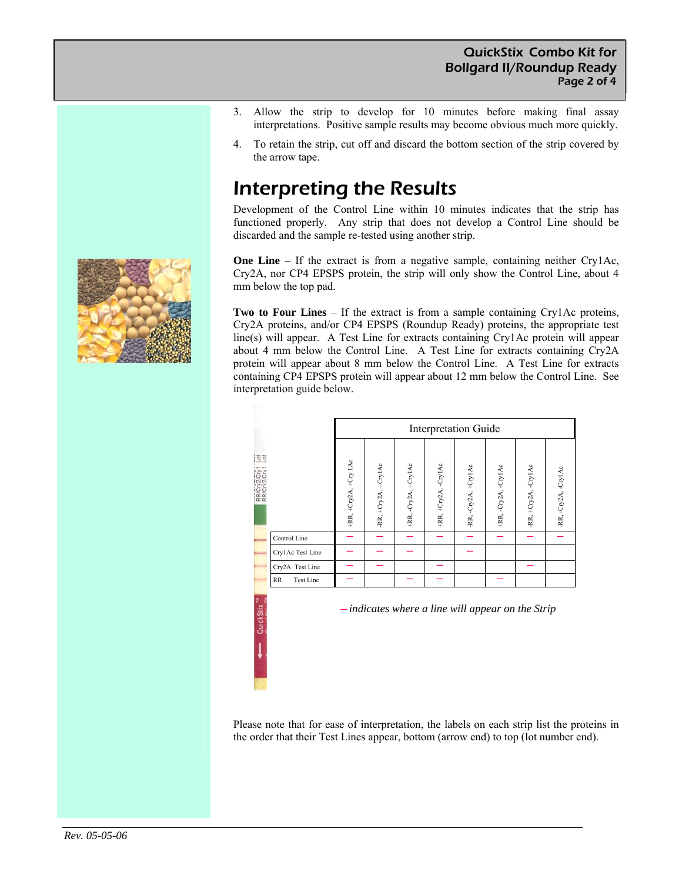3. Allow the strip to develop for 10 minutes before making final assay interpretations. Positive sample results may become obvious much more quickly.
4. To retain the strip, cut off and discard the bottom section of the strip covered by the arrow tape.

# Interpreting the Results

Development of the Control Line within 10 minutes indicates that the strip has functioned properly. Any strip that does not develop a Control Line should be discarded and the sample re-tested using another strip.

**One Line** – If the extract is from a negative sample, containing neither Cry1Ac, Cry2A, nor CP4 EPSPS protein, the strip will only show the Control Line, about 4 mm below the top pad.

**Two to Four Lines** – If the extract is from a sample containing Cry1Ac proteins, Cry2A proteins, and/or CP4 EPSPS (Roundup Ready) proteins, the appropriate test line(s) will appear. A Test Line for extracts containing Cry1Ac protein will appear about 4 mm below the Control Line. A Test Line for extracts containing Cry2A protein will appear about 8 mm below the Control Line. A Test Line for extracts containing CP4 EPSPS protein will appear about 12 mm below the Control Line. See interpretation guide below.

| Interpretation Guide | +RR, +Cry2A, +Cry1Ac | -RR, +Cry2A, +Cry1Ac | +RR, -Cry2A, +Cry1Ac | +RR, +Cry2A, -Cry1Ac | -RR, -Cry2A, +Cry1Ac | +RR, -Cry2A, -Cry1Ac | -RR, +Cry2A, -Cry1Ac | -RR, -Cry2A, -Cry1Ac |
|---|---|---|---|---|---|---|---|---|
| Control Line | – | – | – | – | – | – | – | – |
| Cry1Ac Test Line | – | – | – | | – | | | |
| Cry2A Test Line | – | – | | – | | | – | |
| RR Test Line | – | | – | – | | – | | |

*– indicates where a line will appear on the Strip*

Please note that for ease of interpretation, the labels on each strip list the proteins in the order that their Test Lines appear, bottom (arrow end) to top (lot number end).

*Rev. 05-05-06*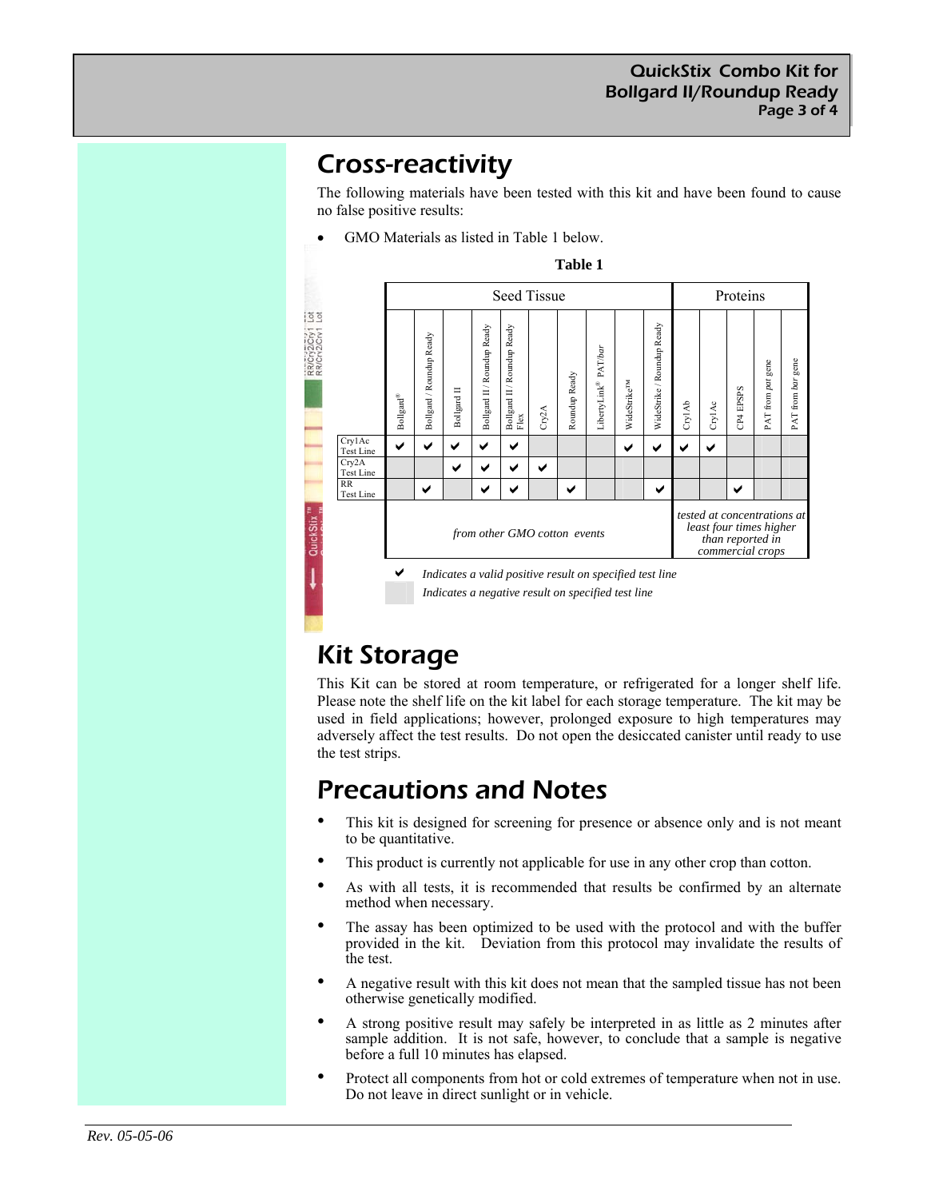# Cross-reactivity

The following materials have been tested with this kit and have been found to cause no false positive results:

- GMO Materials as listed in Table 1 below.

**Table 1**

| | Seed Tissue | | | | | | | | | | Proteins | | | | |
|---|---|---|---|---|---|---|---|---|---|---|---|---|---|---|---|
| | Bollgard® | Bollgard / Roundup Ready | Bollgard II | Bollgard II / Roundup Ready | Bollgard II / Roundup Ready Flex | Cry2A | Roundup Ready | LibertyLink® PAT/*bar* | WideStrike™ | WideStrike / Roundup Ready | Cry1Ab | Cry1Ac | CP4 EPSPS | PAT from *pat* gene | PAT from *bar* gene |
| Cry1Ac Test Line | ✔ | ✔ | ✔ | ✔ | ✔ | | | | ✔ | ✔ | ✔ | ✔ | | | |
| Cry2A Test Line | | | ✔ | ✔ | ✔ | ✔ | | | | | | | | | |
| RR Test Line | | ✔ | | ✔ | ✔ | | ✔ | | | ✔ | | | ✔ | | |
| | *from other GMO cotton events* | | | | | | | | | | *tested at concentrations at least four times higher than reported in commercial crops* | | | | |

✔ *Indicates a valid positive result on specified test line*

(blank) *Indicates a negative result on specified test line*

# Kit Storage

This Kit can be stored at room temperature, or refrigerated for a longer shelf life. Please note the shelf life on the kit label for each storage temperature. The kit may be used in field applications; however, prolonged exposure to high temperatures may adversely affect the test results. Do not open the desiccated canister until ready to use the test strips.

# Precautions and Notes

- This kit is designed for screening for presence or absence only and is not meant to be quantitative.
- This product is currently not applicable for use in any other crop than cotton.
- As with all tests, it is recommended that results be confirmed by an alternate method when necessary.
- The assay has been optimized to be used with the protocol and with the buffer provided in the kit. Deviation from this protocol may invalidate the results of the test.
- A negative result with this kit does not mean that the sampled tissue has not been otherwise genetically modified.
- A strong positive result may safely be interpreted in as little as 2 minutes after sample addition. It is not safe, however, to conclude that a sample is negative before a full 10 minutes has elapsed.
- Protect all components from hot or cold extremes of temperature when not in use. Do not leave in direct sunlight or in vehicle.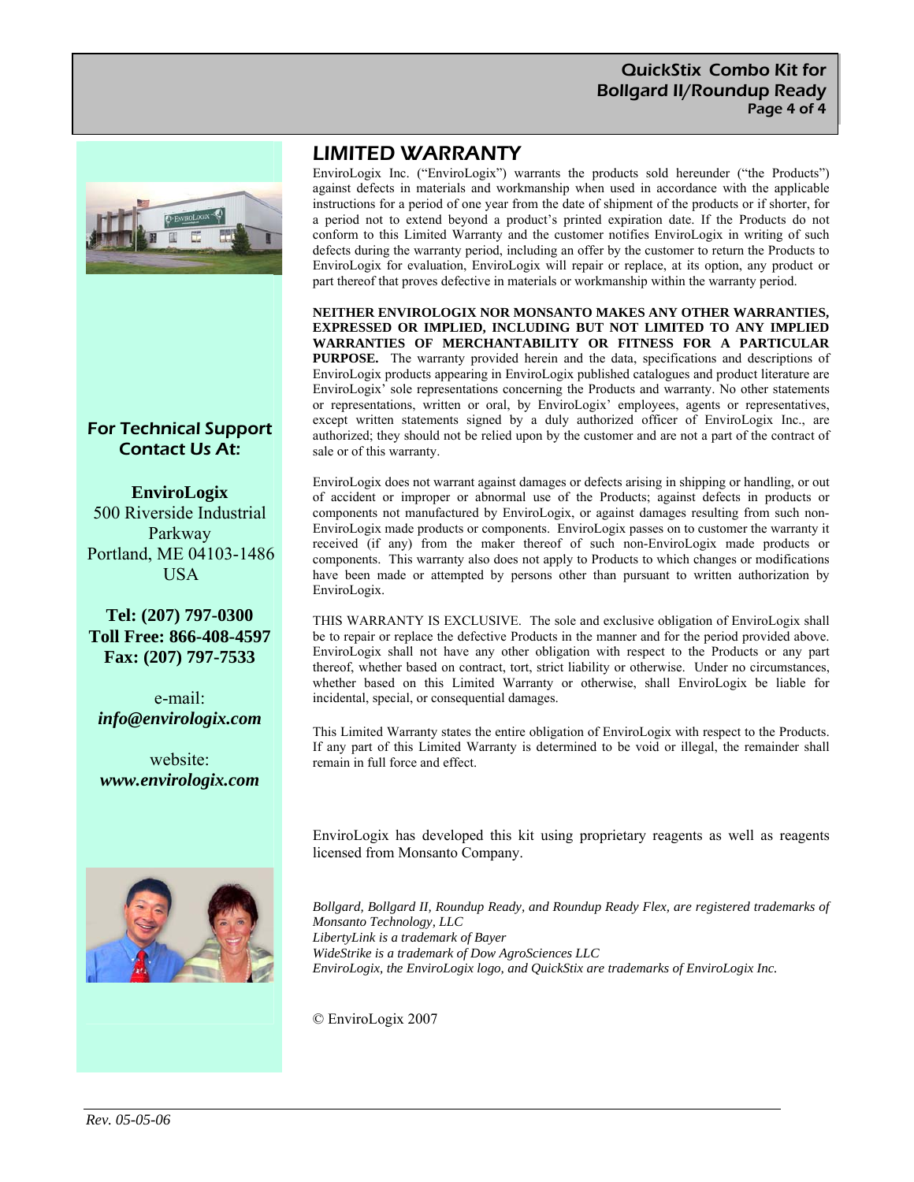## LIMITED WARRANTY

EnviroLogix Inc. ("EnviroLogix") warrants the products sold hereunder ("the Products") against defects in materials and workmanship when used in accordance with the applicable instructions for a period of one year from the date of shipment of the products or if shorter, for a period not to extend beyond a product's printed expiration date. If the Products do not conform to this Limited Warranty and the customer notifies EnviroLogix in writing of such defects during the warranty period, including an offer by the customer to return the Products to EnviroLogix for evaluation, EnviroLogix will repair or replace, at its option, any product or part thereof that proves defective in materials or workmanship within the warranty period.

**NEITHER ENVIROLOGIX NOR MONSANTO MAKES ANY OTHER WARRANTIES, EXPRESSED OR IMPLIED, INCLUDING BUT NOT LIMITED TO ANY IMPLIED WARRANTIES OF MERCHANTABILITY OR FITNESS FOR A PARTICULAR PURPOSE.** The warranty provided herein and the data, specifications and descriptions of EnviroLogix products appearing in EnviroLogix published catalogues and product literature are EnviroLogix' sole representations concerning the Products and warranty. No other statements or representations, written or oral, by EnviroLogix' employees, agents or representatives, except written statements signed by a duly authorized officer of EnviroLogix Inc., are authorized; they should not be relied upon by the customer and are not a part of the contract of sale or of this warranty.

EnviroLogix does not warrant against damages or defects arising in shipping or handling, or out of accident or improper or abnormal use of the Products; against defects in products or components not manufactured by EnviroLogix, or against damages resulting from such non-EnviroLogix made products or components. EnviroLogix passes on to customer the warranty it received (if any) from the maker thereof of such non-EnviroLogix made products or components. This warranty also does not apply to Products to which changes or modifications have been made or attempted by persons other than pursuant to written authorization by EnviroLogix.

THIS WARRANTY IS EXCLUSIVE. The sole and exclusive obligation of EnviroLogix shall be to repair or replace the defective Products in the manner and for the period provided above. EnviroLogix shall not have any other obligation with respect to the Products or any part thereof, whether based on contract, tort, strict liability or otherwise. Under no circumstances, whether based on this Limited Warranty or otherwise, shall EnviroLogix be liable for incidental, special, or consequential damages.

This Limited Warranty states the entire obligation of EnviroLogix with respect to the Products. If any part of this Limited Warranty is determined to be void or illegal, the remainder shall remain in full force and effect.

EnviroLogix has developed this kit using proprietary reagents as well as reagents licensed from Monsanto Company.

*Bollgard, Bollgard II, Roundup Ready, and Roundup Ready Flex, are registered trademarks of Monsanto Technology, LLC*
*LibertyLink is a trademark of Bayer*
*WideStrike is a trademark of Dow AgroSciences LLC*
*EnviroLogix, the EnviroLogix logo, and QuickStix are trademarks of EnviroLogix Inc.*

© EnviroLogix 2007

### For Technical Support Contact Us At:

**EnviroLogix**
500 Riverside Industrial Parkway
Portland, ME 04103-1486
USA

**Tel: (207) 797-0300**
**Toll Free: 866-408-4597**
**Fax: (207) 797-7533**

e-mail:
***info@envirologix.com***

website:
***www.envirologix.com***

*Rev. 05-05-06*